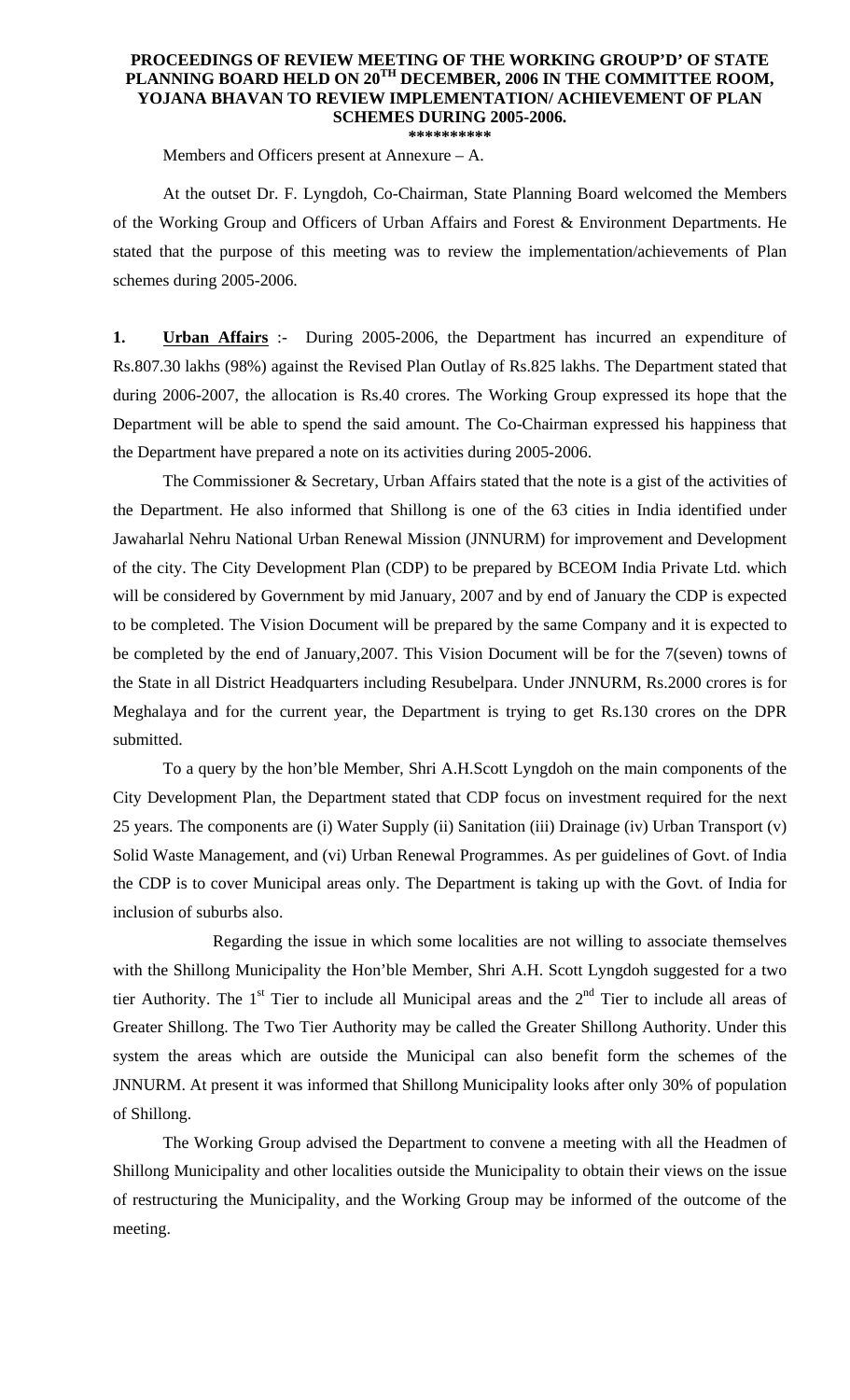# PROCEEDINGS OF REVIEW MEETING OF THE WORKING GROUP'D' OF STATE PLANNING BOARD HELD ON 20TH DECEMBER, 2006 IN THE COMMITTEE ROOM, YOJANA BHAVAN TO REVIEW IMPLEMENTATION/ ACHIEVEMENT OF PLAN SCHEMES DURING 2005-2006.

\*\*\*\*\*\*\*\*\*\*

Members and Officers present at Annexure – A.

At the outset Dr. F. Lyngdoh, Co-Chairman, State Planning Board welcomed the Members of the Working Group and Officers of Urban Affairs and Forest & Environment Departments. He stated that the purpose of this meeting was to review the implementation/achievements of Plan schemes during 2005-2006.

**1. Urban Affairs** :- During 2005-2006, the Department has incurred an expenditure of Rs.807.30 lakhs (98%) against the Revised Plan Outlay of Rs.825 lakhs. The Department stated that during 2006-2007, the allocation is Rs.40 crores. The Working Group expressed its hope that the Department will be able to spend the said amount. The Co-Chairman expressed his happiness that the Department have prepared a note on its activities during 2005-2006.

The Commissioner & Secretary, Urban Affairs stated that the note is a gist of the activities of the Department. He also informed that Shillong is one of the 63 cities in India identified under Jawaharlal Nehru National Urban Renewal Mission (JNNURM) for improvement and Development of the city. The City Development Plan (CDP) to be prepared by BCEOM India Private Ltd. which will be considered by Government by mid January, 2007 and by end of January the CDP is expected to be completed. The Vision Document will be prepared by the same Company and it is expected to be completed by the end of January,2007. This Vision Document will be for the 7(seven) towns of the State in all District Headquarters including Resubelpara. Under JNNURM, Rs.2000 crores is for Meghalaya and for the current year, the Department is trying to get Rs.130 crores on the DPR submitted.

To a query by the hon'ble Member, Shri A.H.Scott Lyngdoh on the main components of the City Development Plan, the Department stated that CDP focus on investment required for the next 25 years. The components are (i) Water Supply (ii) Sanitation (iii) Drainage (iv) Urban Transport (v) Solid Waste Management, and (vi) Urban Renewal Programmes. As per guidelines of Govt. of India the CDP is to cover Municipal areas only. The Department is taking up with the Govt. of India for inclusion of suburbs also.

Regarding the issue in which some localities are not willing to associate themselves with the Shillong Municipality the Hon'ble Member, Shri A.H. Scott Lyngdoh suggested for a two tier Authority. The 1st Tier to include all Municipal areas and the 2nd Tier to include all areas of Greater Shillong. The Two Tier Authority may be called the Greater Shillong Authority. Under this system the areas which are outside the Municipal can also benefit form the schemes of the JNNURM. At present it was informed that Shillong Municipality looks after only 30% of population of Shillong.

The Working Group advised the Department to convene a meeting with all the Headmen of Shillong Municipality and other localities outside the Municipality to obtain their views on the issue of restructuring the Municipality, and the Working Group may be informed of the outcome of the meeting.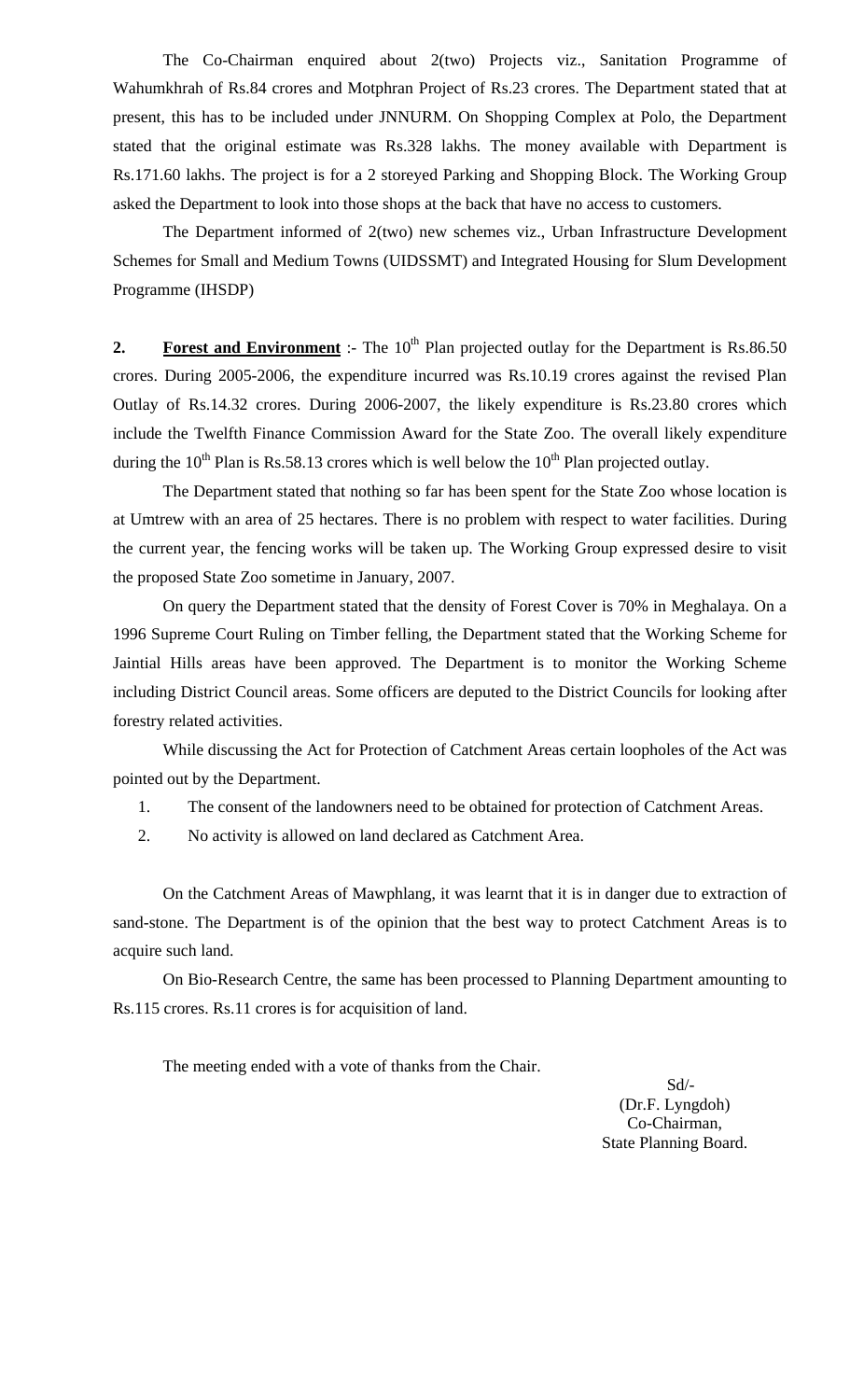The Co-Chairman enquired about 2(two) Projects viz., Sanitation Programme of Wahumkhrah of Rs.84 crores and Motphran Project of Rs.23 crores. The Department stated that at present, this has to be included under JNNURM. On Shopping Complex at Polo, the Department stated that the original estimate was Rs.328 lakhs. The money available with Department is Rs.171.60 lakhs. The project is for a 2 storeyed Parking and Shopping Block. The Working Group asked the Department to look into those shops at the back that have no access to customers.

The Department informed of 2(two) new schemes viz., Urban Infrastructure Development Schemes for Small and Medium Towns (UIDSSMT) and Integrated Housing for Slum Development Programme (IHSDP)

**2. <u>Forest and Environment</u>** :- The 10th Plan projected outlay for the Department is Rs.86.50 crores. During 2005-2006, the expenditure incurred was Rs.10.19 crores against the revised Plan Outlay of Rs.14.32 crores. During 2006-2007, the likely expenditure is Rs.23.80 crores which include the Twelfth Finance Commission Award for the State Zoo. The overall likely expenditure during the 10th Plan is Rs.58.13 crores which is well below the 10th Plan projected outlay.

The Department stated that nothing so far has been spent for the State Zoo whose location is at Umtrew with an area of 25 hectares. There is no problem with respect to water facilities. During the current year, the fencing works will be taken up. The Working Group expressed desire to visit the proposed State Zoo sometime in January, 2007.

On query the Department stated that the density of Forest Cover is 70% in Meghalaya. On a 1996 Supreme Court Ruling on Timber felling, the Department stated that the Working Scheme for Jaintial Hills areas have been approved. The Department is to monitor the Working Scheme including District Council areas. Some officers are deputed to the District Councils for looking after forestry related activities.

While discussing the Act for Protection of Catchment Areas certain loopholes of the Act was pointed out by the Department.

1. The consent of the landowners need to be obtained for protection of Catchment Areas.
2. No activity is allowed on land declared as Catchment Area.

On the Catchment Areas of Mawphlang, it was learnt that it is in danger due to extraction of sand-stone. The Department is of the opinion that the best way to protect Catchment Areas is to acquire such land.

On Bio-Research Centre, the same has been processed to Planning Department amounting to Rs.115 crores. Rs.11 crores is for acquisition of land.

The meeting ended with a vote of thanks from the Chair.

Sd/-
(Dr.F. Lyngdoh)
Co-Chairman,
State Planning Board.